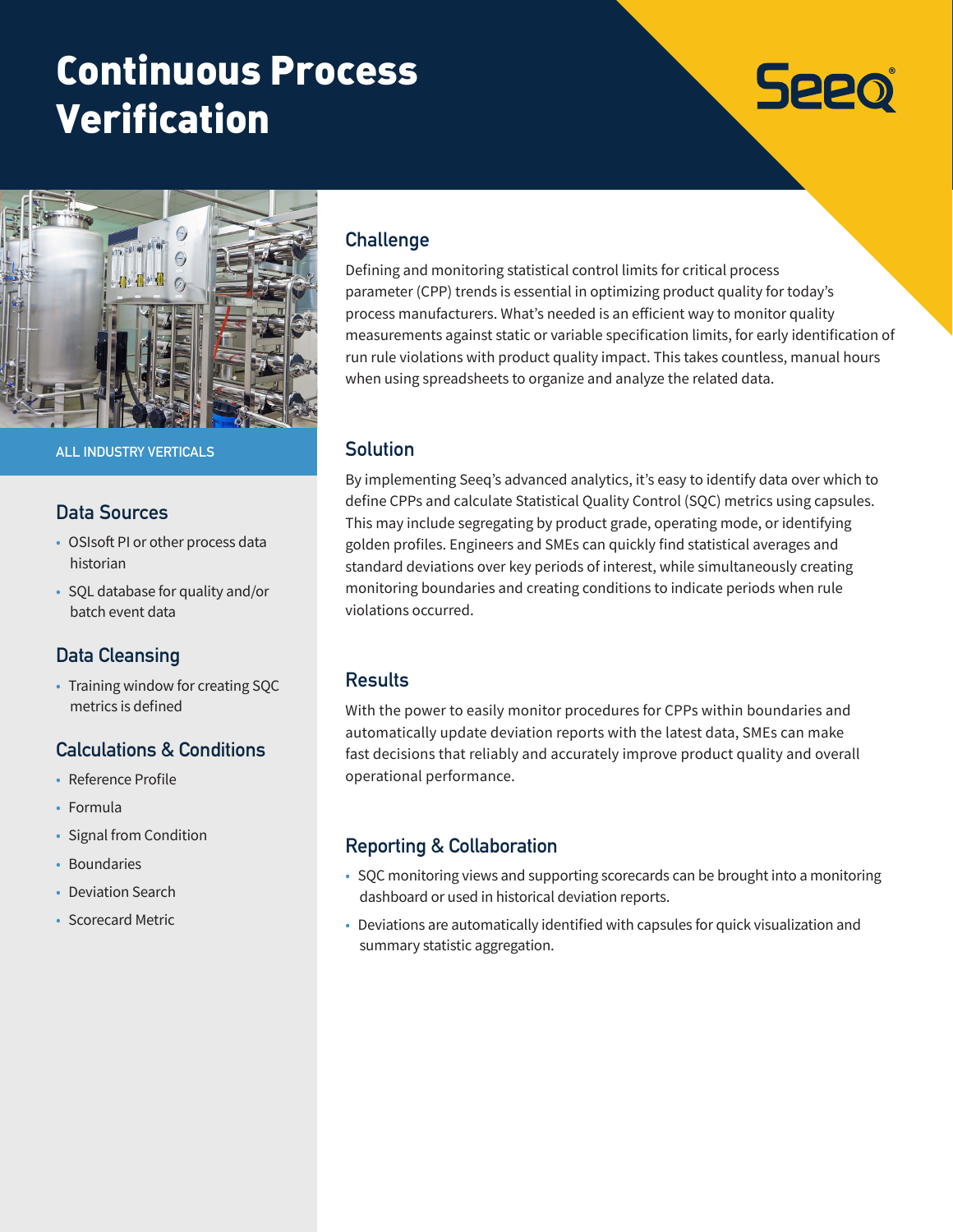# Continuous Process Verification

Seeq

ALL INDUSTRY VERTICALS

## Data Sources

- OSIsoft PI or other process data historian
- SQL database for quality and/or batch event data

## Data Cleansing

- Training window for creating SQC metrics is defined

## Calculations & Conditions

- Reference Profile
- Formula
- Signal from Condition
- Boundaries
- Deviation Search
- Scorecard Metric

## Challenge

Defining and monitoring statistical control limits for critical process parameter (CPP) trends is essential in optimizing product quality for today's process manufacturers. What's needed is an efficient way to monitor quality measurements against static or variable specification limits, for early identification of run rule violations with product quality impact. This takes countless, manual hours when using spreadsheets to organize and analyze the related data.

## Solution

By implementing Seeq's advanced analytics, it's easy to identify data over which to define CPPs and calculate Statistical Quality Control (SQC) metrics using capsules. This may include segregating by product grade, operating mode, or identifying golden profiles. Engineers and SMEs can quickly find statistical averages and standard deviations over key periods of interest, while simultaneously creating monitoring boundaries and creating conditions to indicate periods when rule violations occurred.

## Results

With the power to easily monitor procedures for CPPs within boundaries and automatically update deviation reports with the latest data, SMEs can make fast decisions that reliably and accurately improve product quality and overall operational performance.

## Reporting & Collaboration

- SQC monitoring views and supporting scorecards can be brought into a monitoring dashboard or used in historical deviation reports.
- Deviations are automatically identified with capsules for quick visualization and summary statistic aggregation.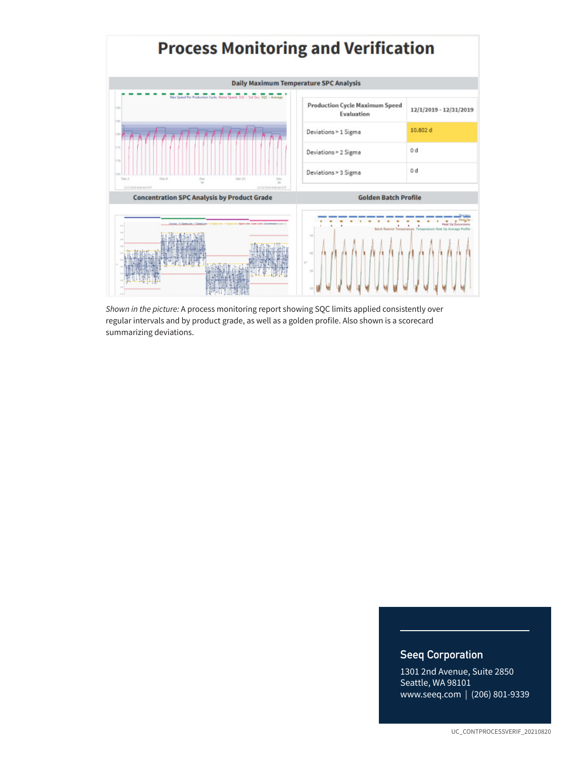# Process Monitoring and Verification

Daily Maximum Temperature SPC Analysis

| Production Cycle Maximum Speed Evaluation | 12/1/2019 - 12/31/2019 |
| --- | --- |
| Deviations > 1 Sigma | 10.802 d |
| Deviations > 2 Sigma | 0 d |
| Deviations > 3 Sigma | 0 d |

Concentration SPC Analysis by Product Grade

Golden Batch Profile

*Shown in the picture:* A process monitoring report showing SQC limits applied consistently over regular intervals and by product grade, as well as a golden profile. Also shown is a scorecard summarizing deviations.

**Seeq Corporation**

1301 2nd Avenue, Suite 2850
Seattle, WA 98101
www.seeq.com | (206) 801-9339

UC_CONTPROCESSVERIF_20210820